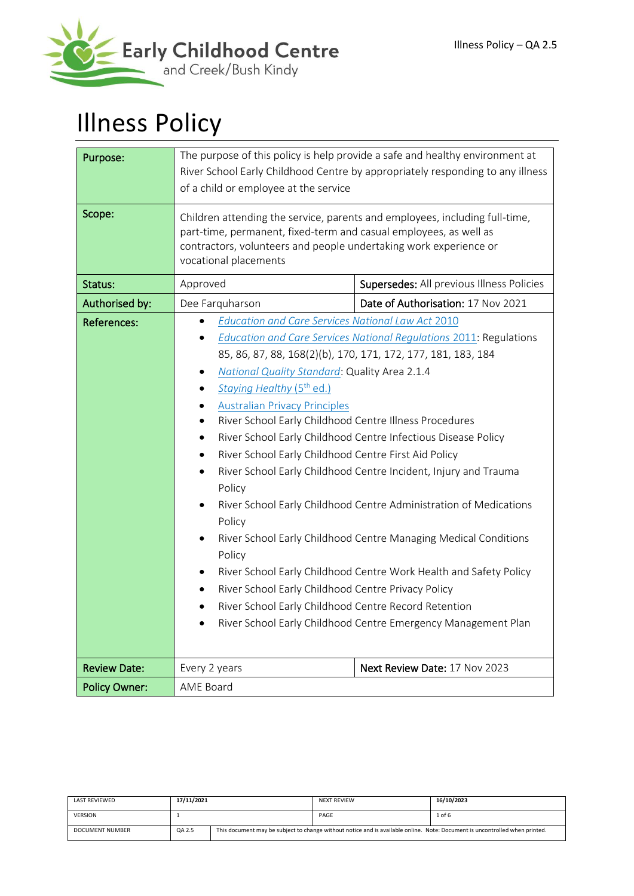# Illness Policy

| | | |
|---|---|---|
| **Purpose:** | The purpose of this policy is help provide a safe and healthy environment at River School Early Childhood Centre by appropriately responding to any illness of a child or employee at the service | |
| **Scope:** | Children attending the service, parents and employees, including full-time, part-time, permanent, fixed-term and casual employees, as well as contractors, volunteers and people undertaking work experience or vocational placements | |
| **Status:** | Approved | **Supersedes:** All previous Illness Policies |
| **Authorised by:** | Dee Farquharson | **Date of Authorisation:** 17 Nov 2021 |
| **References:** | • *Education and Care Services National Law Act 2010*<br>• *Education and Care Services National Regulations* 2011: Regulations 85, 86, 87, 88, 168(2)(b), 170, 171, 172, 177, 181, 183, 184<br>• *National Quality Standard*: Quality Area 2.1.4<br>• *Staying Healthy* (5th ed.)<br>• Australian Privacy Principles<br>• River School Early Childhood Centre Illness Procedures<br>• River School Early Childhood Centre Infectious Disease Policy<br>• River School Early Childhood Centre First Aid Policy<br>• River School Early Childhood Centre Incident, Injury and Trauma Policy<br>• River School Early Childhood Centre Administration of Medications Policy<br>• River School Early Childhood Centre Managing Medical Conditions Policy<br>• River School Early Childhood Centre Work Health and Safety Policy<br>• River School Early Childhood Centre Privacy Policy<br>• River School Early Childhood Centre Record Retention<br>• River School Early Childhood Centre Emergency Management Plan | |
| **Review Date:** | Every 2 years | **Next Review Date:** 17 Nov 2023 |
| **Policy Owner:** | AME Board | |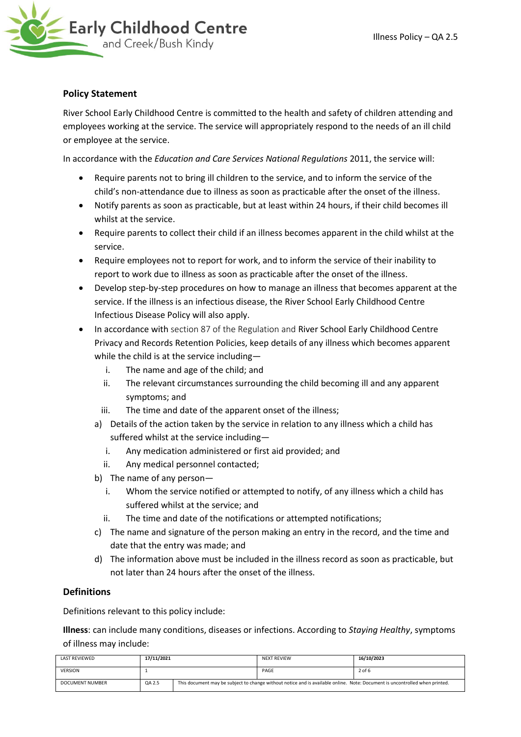## Policy Statement

River School Early Childhood Centre is committed to the health and safety of children attending and employees working at the service. The service will appropriately respond to the needs of an ill child or employee at the service.

In accordance with the *Education and Care Services National Regulations* 2011, the service will:

- Require parents not to bring ill children to the service, and to inform the service of the child's non-attendance due to illness as soon as practicable after the onset of the illness.
- Notify parents as soon as practicable, but at least within 24 hours, if their child becomes ill whilst at the service.
- Require parents to collect their child if an illness becomes apparent in the child whilst at the service.
- Require employees not to report for work, and to inform the service of their inability to report to work due to illness as soon as practicable after the onset of the illness.
- Develop step-by-step procedures on how to manage an illness that becomes apparent at the service. If the illness is an infectious disease, the River School Early Childhood Centre Infectious Disease Policy will also apply.
- In accordance with section 87 of the Regulation and River School Early Childhood Centre Privacy and Records Retention Policies, keep details of any illness which becomes apparent while the child is at the service including—
    i. The name and age of the child; and
    ii. The relevant circumstances surrounding the child becoming ill and any apparent symptoms; and
    iii. The time and date of the apparent onset of the illness;

  a) Details of the action taken by the service in relation to any illness which a child has suffered whilst at the service including—
    i. Any medication administered or first aid provided; and
    ii. Any medical personnel contacted;

  b) The name of any person—
    i. Whom the service notified or attempted to notify, of any illness which a child has suffered whilst at the service; and
    ii. The time and date of the notifications or attempted notifications;

  c) The name and signature of the person making an entry in the record, and the time and date that the entry was made; and

  d) The information above must be included in the illness record as soon as practicable, but not later than 24 hours after the onset of the illness.

## Definitions

Definitions relevant to this policy include:

**Illness**: can include many conditions, diseases or infections. According to *Staying Healthy*, symptoms of illness may include:

| LAST REVIEWED | 17/11/2021 | NEXT REVIEW | 16/10/2023 |
|---|---|---|---|
| VERSION | 1 | PAGE | 2 of 6 |
| DOCUMENT NUMBER | QA 2.5 | This document may be subject to change without notice and is available online. Note: Document is uncontrolled when printed. | |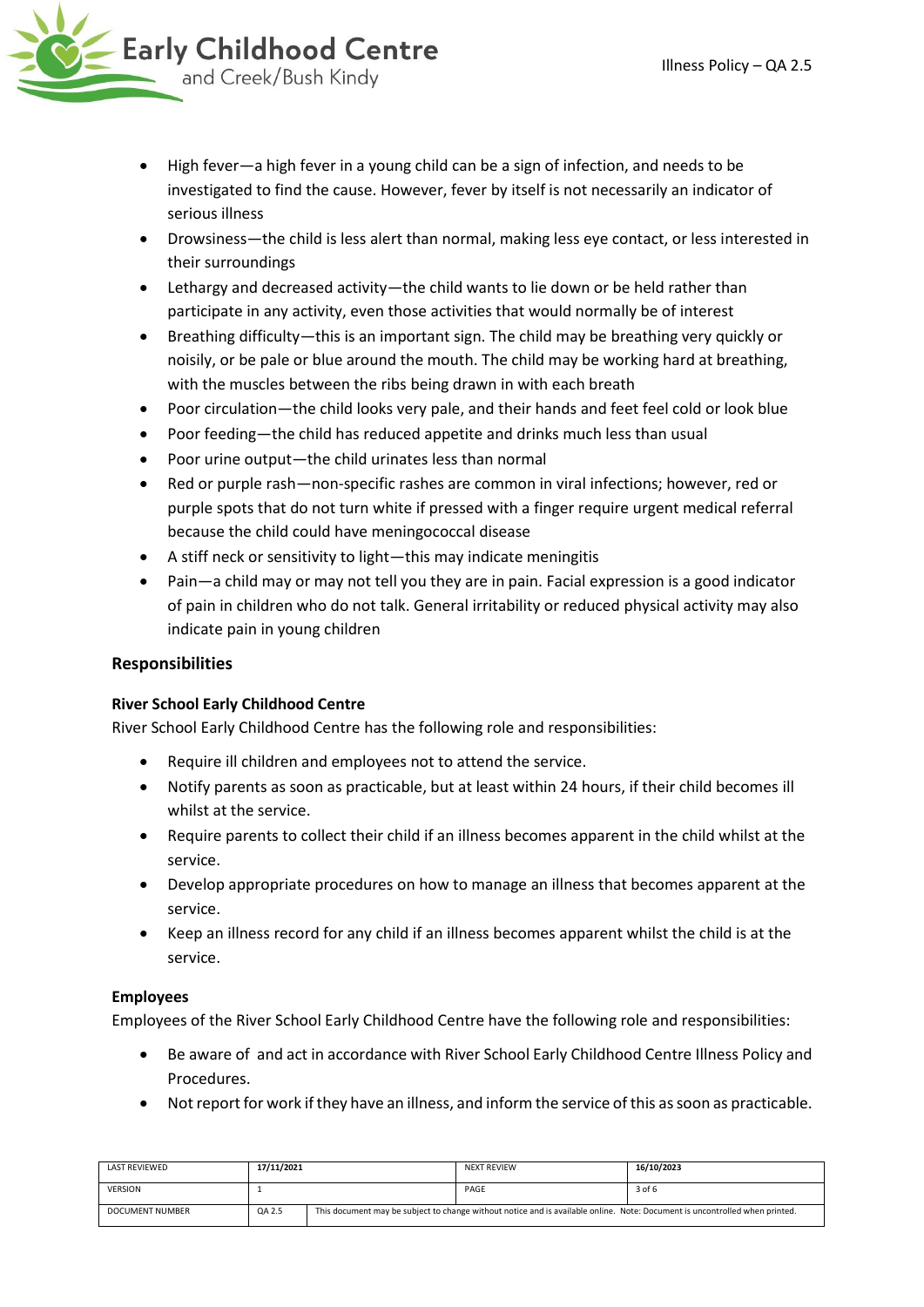- High fever—a high fever in a young child can be a sign of infection, and needs to be investigated to find the cause. However, fever by itself is not necessarily an indicator of serious illness
- Drowsiness—the child is less alert than normal, making less eye contact, or less interested in their surroundings
- Lethargy and decreased activity—the child wants to lie down or be held rather than participate in any activity, even those activities that would normally be of interest
- Breathing difficulty—this is an important sign. The child may be breathing very quickly or noisily, or be pale or blue around the mouth. The child may be working hard at breathing, with the muscles between the ribs being drawn in with each breath
- Poor circulation—the child looks very pale, and their hands and feet feel cold or look blue
- Poor feeding—the child has reduced appetite and drinks much less than usual
- Poor urine output—the child urinates less than normal
- Red or purple rash—non-specific rashes are common in viral infections; however, red or purple spots that do not turn white if pressed with a finger require urgent medical referral because the child could have meningococcal disease
- A stiff neck or sensitivity to light—this may indicate meningitis
- Pain—a child may or may not tell you they are in pain. Facial expression is a good indicator of pain in children who do not talk. General irritability or reduced physical activity may also indicate pain in young children

## Responsibilities

### River School Early Childhood Centre

River School Early Childhood Centre has the following role and responsibilities:

- Require ill children and employees not to attend the service.
- Notify parents as soon as practicable, but at least within 24 hours, if their child becomes ill whilst at the service.
- Require parents to collect their child if an illness becomes apparent in the child whilst at the service.
- Develop appropriate procedures on how to manage an illness that becomes apparent at the service.
- Keep an illness record for any child if an illness becomes apparent whilst the child is at the service.

### Employees

Employees of the River School Early Childhood Centre have the following role and responsibilities:

- Be aware of and act in accordance with River School Early Childhood Centre Illness Policy and Procedures.
- Not report for work if they have an illness, and inform the service of this as soon as practicable.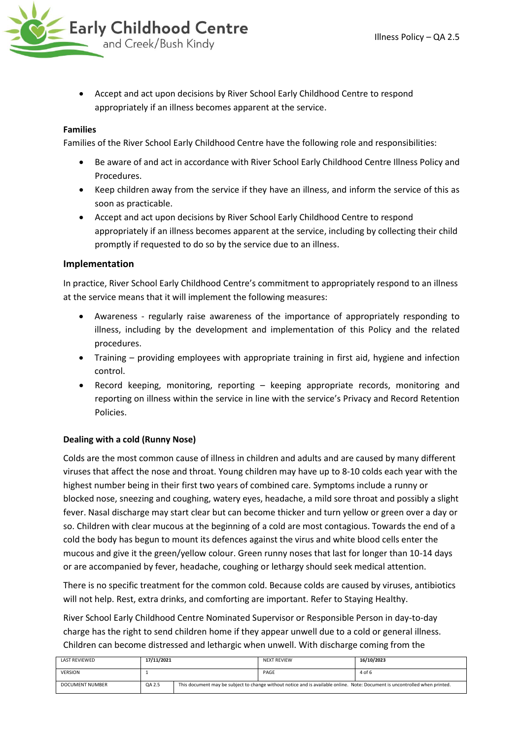- Accept and act upon decisions by River School Early Childhood Centre to respond appropriately if an illness becomes apparent at the service.

**Families**

Families of the River School Early Childhood Centre have the following role and responsibilities:

- Be aware of and act in accordance with River School Early Childhood Centre Illness Policy and Procedures.
- Keep children away from the service if they have an illness, and inform the service of this as soon as practicable.
- Accept and act upon decisions by River School Early Childhood Centre to respond appropriately if an illness becomes apparent at the service, including by collecting their child promptly if requested to do so by the service due to an illness.

## Implementation

In practice, River School Early Childhood Centre's commitment to appropriately respond to an illness at the service means that it will implement the following measures:

- Awareness - regularly raise awareness of the importance of appropriately responding to illness, including by the development and implementation of this Policy and the related procedures.
- Training – providing employees with appropriate training in first aid, hygiene and infection control.
- Record keeping, monitoring, reporting – keeping appropriate records, monitoring and reporting on illness within the service in line with the service's Privacy and Record Retention Policies.

**Dealing with a cold (Runny Nose)**

Colds are the most common cause of illness in children and adults and are caused by many different viruses that affect the nose and throat. Young children may have up to 8-10 colds each year with the highest number being in their first two years of combined care. Symptoms include a runny or blocked nose, sneezing and coughing, watery eyes, headache, a mild sore throat and possibly a slight fever. Nasal discharge may start clear but can become thicker and turn yellow or green over a day or so. Children with clear mucous at the beginning of a cold are most contagious. Towards the end of a cold the body has begun to mount its defences against the virus and white blood cells enter the mucous and give it the green/yellow colour. Green runny noses that last for longer than 10-14 days or are accompanied by fever, headache, coughing or lethargy should seek medical attention.

There is no specific treatment for the common cold. Because colds are caused by viruses, antibiotics will not help. Rest, extra drinks, and comforting are important. Refer to Staying Healthy.

River School Early Childhood Centre Nominated Supervisor or Responsible Person in day-to-day charge has the right to send children home if they appear unwell due to a cold or general illness. Children can become distressed and lethargic when unwell. With discharge coming from the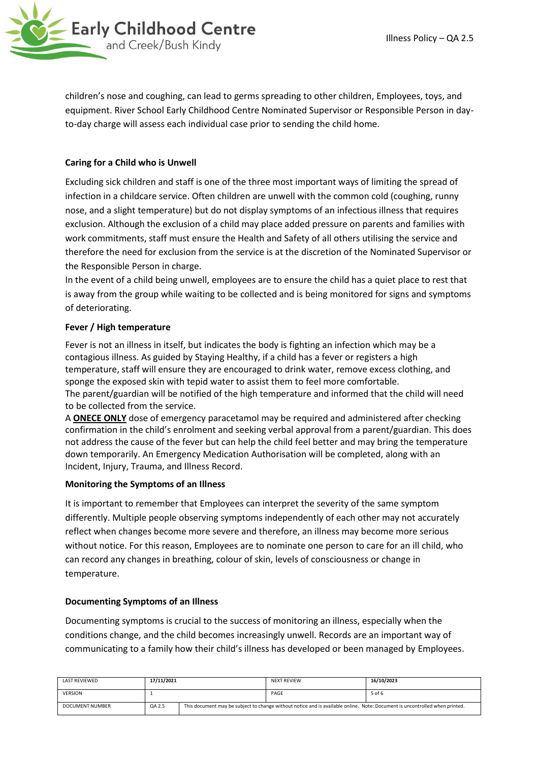children's nose and coughing, can lead to germs spreading to other children, Employees, toys, and equipment. River School Early Childhood Centre Nominated Supervisor or Responsible Person in day-to-day charge will assess each individual case prior to sending the child home.

### Caring for a Child who is Unwell

Excluding sick children and staff is one of the three most important ways of limiting the spread of infection in a childcare service. Often children are unwell with the common cold (coughing, runny nose, and a slight temperature) but do not display symptoms of an infectious illness that requires exclusion. Although the exclusion of a child may place added pressure on parents and families with work commitments, staff must ensure the Health and Safety of all others utilising the service and therefore the need for exclusion from the service is at the discretion of the Nominated Supervisor or the Responsible Person in charge.

In the event of a child being unwell, employees are to ensure the child has a quiet place to rest that is away from the group while waiting to be collected and is being monitored for signs and symptoms of deteriorating.

### Fever / High temperature

Fever is not an illness in itself, but indicates the body is fighting an infection which may be a contagious illness. As guided by Staying Healthy, if a child has a fever or registers a high temperature, staff will ensure they are encouraged to drink water, remove excess clothing, and sponge the exposed skin with tepid water to assist them to feel more comfortable.

The parent/guardian will be notified of the high temperature and informed that the child will need to be collected from the service.

A **ONECE ONLY** dose of emergency paracetamol may be required and administered after checking confirmation in the child's enrolment and seeking verbal approval from a parent/guardian. This does not address the cause of the fever but can help the child feel better and may bring the temperature down temporarily. An Emergency Medication Authorisation will be completed, along with an Incident, Injury, Trauma, and Illness Record.

### Monitoring the Symptoms of an Illness

It is important to remember that Employees can interpret the severity of the same symptom differently. Multiple people observing symptoms independently of each other may not accurately reflect when changes become more severe and therefore, an illness may become more serious without notice. For this reason, Employees are to nominate one person to care for an ill child, who can record any changes in breathing, colour of skin, levels of consciousness or change in temperature.

### Documenting Symptoms of an Illness

Documenting symptoms is crucial to the success of monitoring an illness, especially when the conditions change, and the child becomes increasingly unwell. Records are an important way of communicating to a family how their child's illness has developed or been managed by Employees.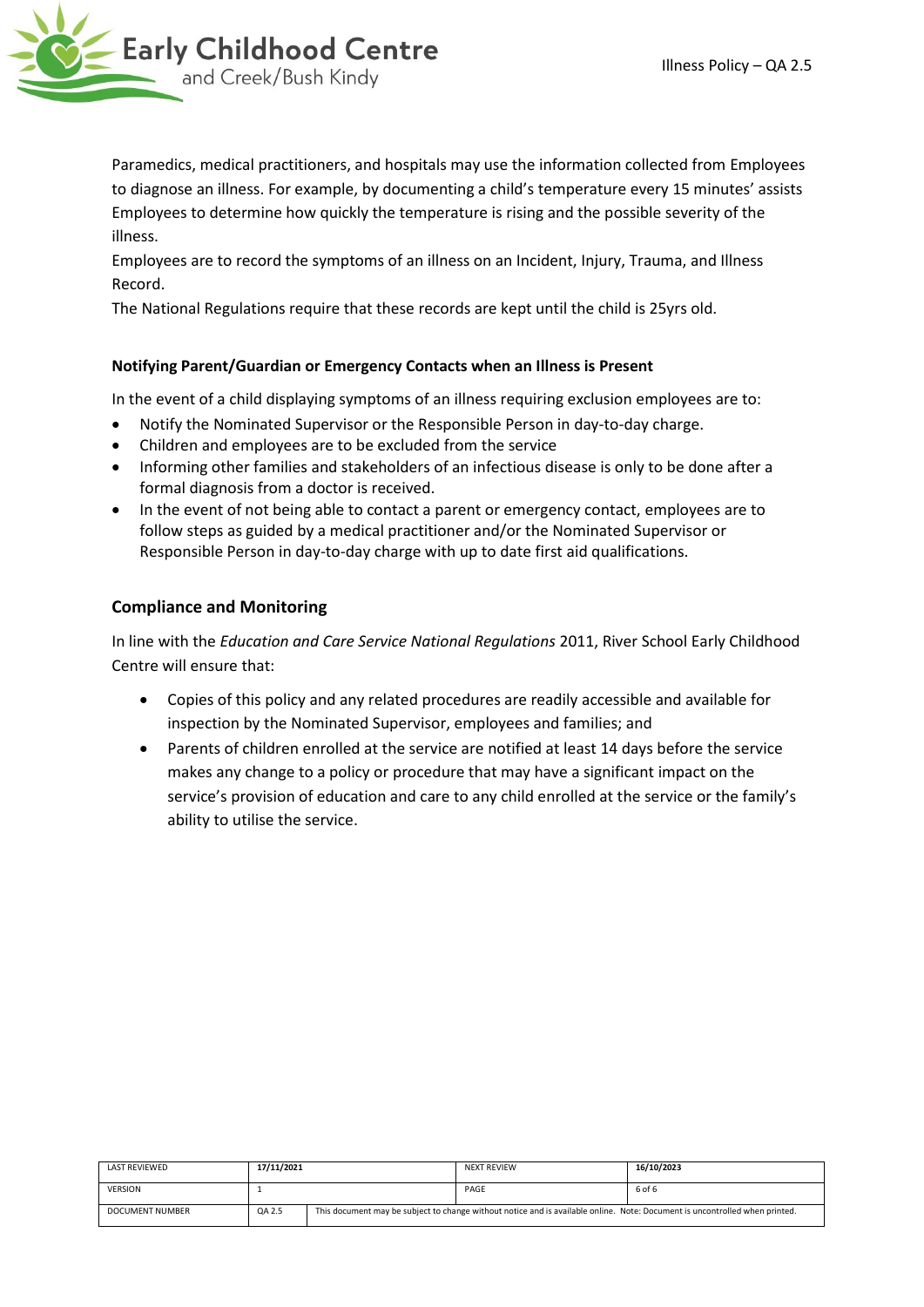Paramedics, medical practitioners, and hospitals may use the information collected from Employees to diagnose an illness. For example, by documenting a child's temperature every 15 minutes' assists Employees to determine how quickly the temperature is rising and the possible severity of the illness.

Employees are to record the symptoms of an illness on an Incident, Injury, Trauma, and Illness Record.

The National Regulations require that these records are kept until the child is 25yrs old.

**Notifying Parent/Guardian or Emergency Contacts when an Illness is Present**

In the event of a child displaying symptoms of an illness requiring exclusion employees are to:

- Notify the Nominated Supervisor or the Responsible Person in day-to-day charge.
- Children and employees are to be excluded from the service
- Informing other families and stakeholders of an infectious disease is only to be done after a formal diagnosis from a doctor is received.
- In the event of not being able to contact a parent or emergency contact, employees are to follow steps as guided by a medical practitioner and/or the Nominated Supervisor or Responsible Person in day-to-day charge with up to date first aid qualifications.

## Compliance and Monitoring

In line with the *Education and Care Service National Regulations* 2011, River School Early Childhood Centre will ensure that:

- Copies of this policy and any related procedures are readily accessible and available for inspection by the Nominated Supervisor, employees and families; and
- Parents of children enrolled at the service are notified at least 14 days before the service makes any change to a policy or procedure that may have a significant impact on the service's provision of education and care to any child enrolled at the service or the family's ability to utilise the service.